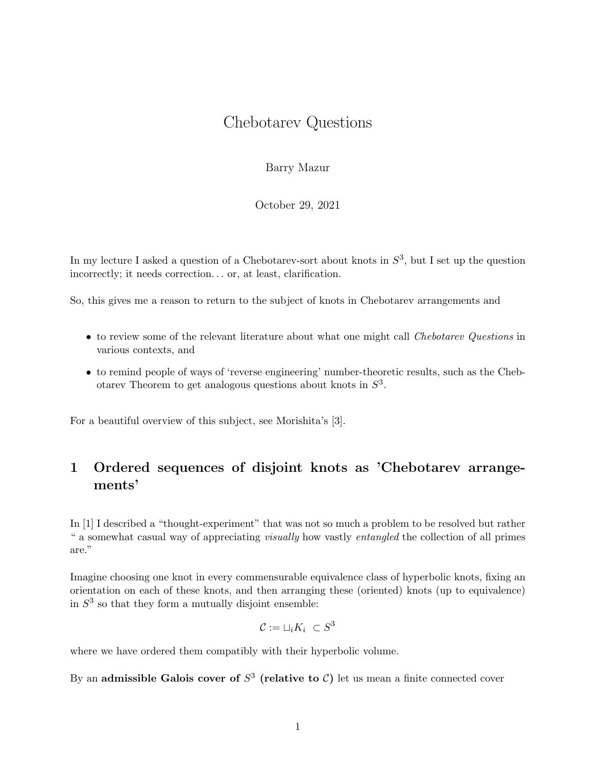# Chebotarev Questions

Barry Mazur

October 29, 2021

In my lecture I asked a question of a Chebotarev-sort about knots in $S^3$, but I set up the question incorrectly; it needs correction... or, at least, clarification.

So, this gives me a reason to return to the subject of knots in Chebotarev arrangements and

- to review some of the relevant literature about what one might call *Chebotarev Questions* in various contexts, and
- to remind people of ways of 'reverse engineering' number-theoretic results, such as the Chebotarev Theorem to get analogous questions about knots in $S^3$.

For a beautiful overview of this subject, see Morishita's [3].

## 1 Ordered sequences of disjoint knots as 'Chebotarev arrangements'

In [1] I described a "thought-experiment" that was not so much a problem to be resolved but rather " a somewhat casual way of appreciating *visually* how vastly *entangled* the collection of all primes are."

Imagine choosing one knot in every commensurable equivalence class of hyperbolic knots, fixing an orientation on each of these knots, and then arranging these (oriented) knots (up to equivalence) in $S^3$ so that they form a mutually disjoint ensemble:

$$\mathcal{C} := \sqcup_i K_i \ \subset S^3$$

where we have ordered them compatibly with their hyperbolic volume.

By an **admissible Galois cover of $S^3$ (relative to $\mathcal{C}$)** let us mean a finite connected cover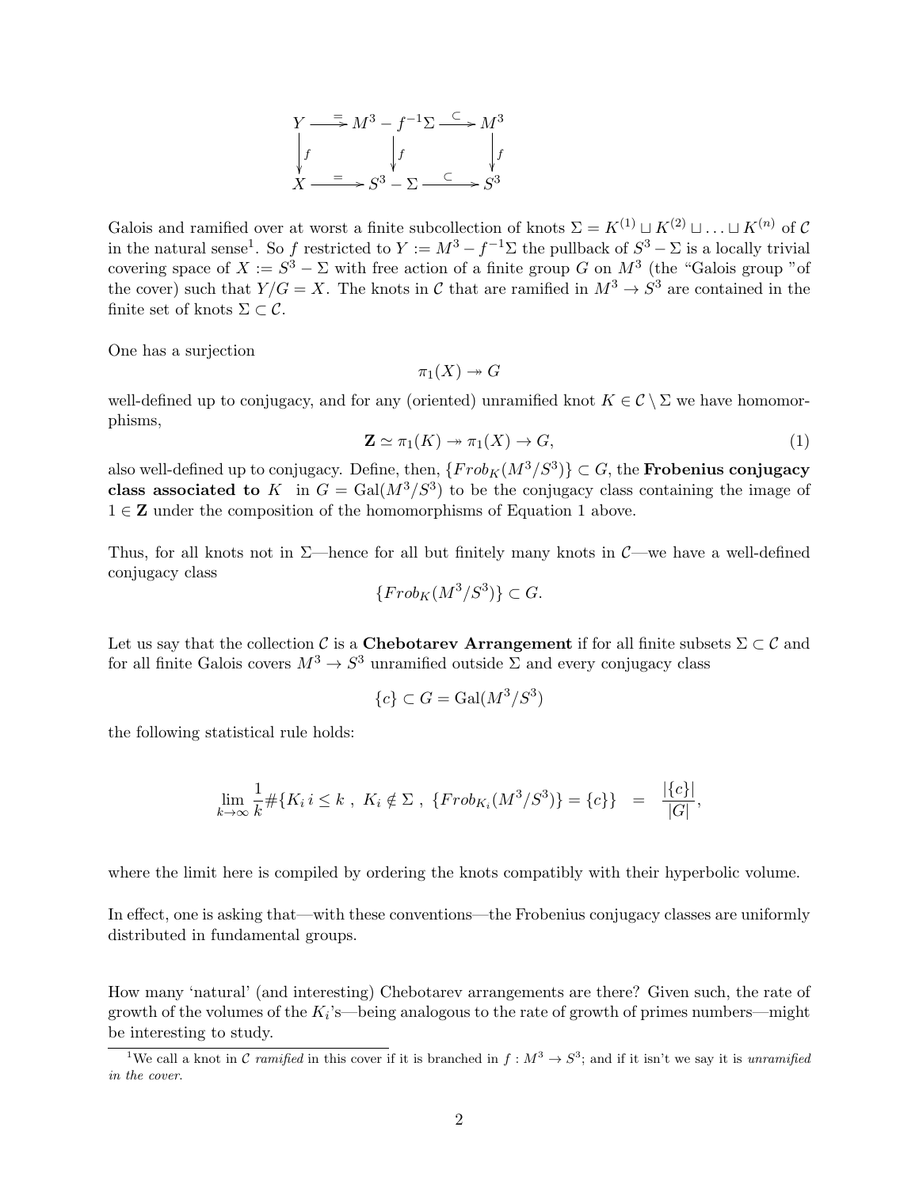$$
\begin{array}{ccccc}
Y & \xrightarrow{=} & M^3 - f^{-1}\Sigma & \xrightarrow{\subset} & M^3 \\
\downarrow f & & \downarrow f & & \downarrow f \\
X & \xrightarrow{=} & S^3 - \Sigma & \xrightarrow{\subset} & S^3
\end{array}
$$

Galois and ramified over at worst a finite subcollection of knots $\Sigma = K^{(1)} \sqcup K^{(2)} \sqcup \ldots \sqcup K^{(n)}$ of $\mathcal{C}$ in the natural sense[1]. So $f$ restricted to $Y := M^3 - f^{-1}\Sigma$ the pullback of $S^3 - \Sigma$ is a locally trivial covering space of $X := S^3 - \Sigma$ with free action of a finite group $G$ on $M^3$ (the "Galois group "of the cover) such that $Y/G = X$. The knots in $\mathcal{C}$ that are ramified in $M^3 \to S^3$ are contained in the finite set of knots $\Sigma \subset \mathcal{C}$.

One has a surjection

$$\pi_1(X) \twoheadrightarrow G$$

well-defined up to conjugacy, and for any (oriented) unramified knot $K \in \mathcal{C} \setminus \Sigma$ we have homomorphisms,

$$\mathbf{Z} \simeq \pi_1(K) \twoheadrightarrow \pi_1(X) \to G, \tag{1}$$

also well-defined up to conjugacy. Define, then, $\{Frob_K(M^3/S^3)\} \subset G$, the **Frobenius conjugacy class associated to** $K$ in $G = \mathrm{Gal}(M^3/S^3)$ to be the conjugacy class containing the image of $1 \in \mathbf{Z}$ under the composition of the homomorphisms of Equation 1 above.

Thus, for all knots not in $\Sigma$—hence for all but finitely many knots in $\mathcal{C}$—we have a well-defined conjugacy class

$$\{Frob_K(M^3/S^3)\} \subset G.$$

Let us say that the collection $\mathcal{C}$ is a **Chebotarev Arrangement** if for all finite subsets $\Sigma \subset \mathcal{C}$ and for all finite Galois covers $M^3 \to S^3$ unramified outside $\Sigma$ and every conjugacy class

$$\{c\} \subset G = \mathrm{Gal}(M^3/S^3)$$

the following statistical rule holds:

$$\lim_{k\to\infty} \frac{1}{k} \#\{K_i \; i \le k \;,\; K_i \notin \Sigma \;,\; \{Frob_{K_i}(M^3/S^3)\} = \{c\}\} \quad = \quad \frac{|\{c\}|}{|G|},$$

where the limit here is compiled by ordering the knots compatibly with their hyperbolic volume.

In effect, one is asking that—with these conventions—the Frobenius conjugacy classes are uniformly distributed in fundamental groups.

How many 'natural' (and interesting) Chebotarev arrangements are there? Given such, the rate of growth of the volumes of the $K_i$'s—being analogous to the rate of growth of primes numbers—might be interesting to study.

---

[1] We call a knot in $\mathcal{C}$ *ramified* in this cover if it is branched in $f : M^3 \to S^3$; and if it isn't we say it is *unramified in the cover.*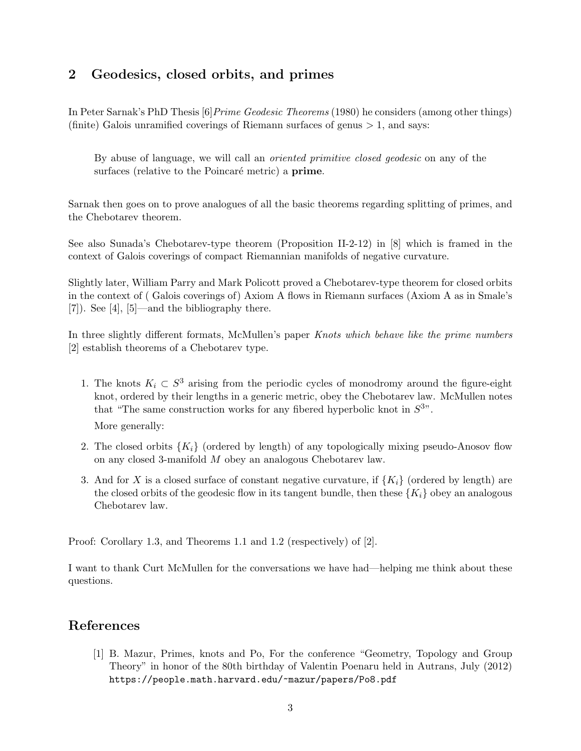## 2 Geodesics, closed orbits, and primes

In Peter Sarnak's PhD Thesis [6]*Prime Geodesic Theorems* (1980) he considers (among other things) (finite) Galois unramified coverings of Riemann surfaces of genus $> 1$, and says:

> By abuse of language, we will call an *oriented primitive closed geodesic* on any of the surfaces (relative to the Poincaré metric) a **prime**.

Sarnak then goes on to prove analogues of all the basic theorems regarding splitting of primes, and the Chebotarev theorem.

See also Sunada's Chebotarev-type theorem (Proposition II-2-12) in [8] which is framed in the context of Galois coverings of compact Riemannian manifolds of negative curvature.

Slightly later, William Parry and Mark Policott proved a Chebotarev-type theorem for closed orbits in the context of ( Galois coverings of) Axiom A flows in Riemann surfaces (Axiom A as in Smale's [7]). See [4], [5]—and the bibliography there.

In three slightly different formats, McMullen's paper *Knots which behave like the prime numbers* [2] establish theorems of a Chebotarev type.

1. The knots $K_i \subset S^3$ arising from the periodic cycles of monodromy around the figure-eight knot, ordered by their lengths in a generic metric, obey the Chebotarev law. McMullen notes that "The same construction works for any fibered hyperbolic knot in $S^3$".

   More generally:

2. The closed orbits $\{K_i\}$ (ordered by length) of any topologically mixing pseudo-Anosov flow on any closed 3-manifold $M$ obey an analogous Chebotarev law.

3. And for $X$ is a closed surface of constant negative curvature, if $\{K_i\}$ (ordered by length) are the closed orbits of the geodesic flow in its tangent bundle, then these $\{K_i\}$ obey an analogous Chebotarev law.

Proof: Corollary 1.3, and Theorems 1.1 and 1.2 (respectively) of [2].

I want to thank Curt McMullen for the conversations we have had—helping me think about these questions.

## References

[1] B. Mazur, Primes, knots and Po, For the conference "Geometry, Topology and Group Theory" in honor of the 80th birthday of Valentin Poenaru held in Autrans, July (2012) `https://people.math.harvard.edu/~mazur/papers/Po8.pdf`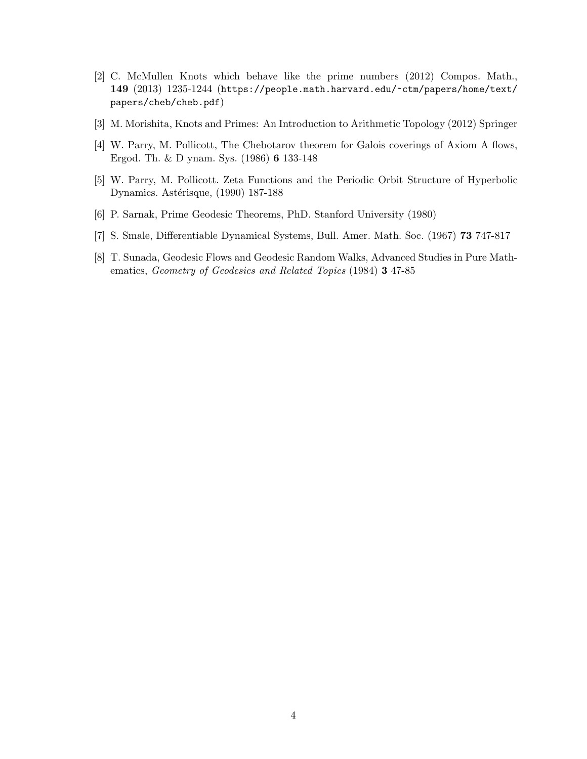[2] C. McMullen Knots which behave like the prime numbers (2012) Compos. Math., **149** (2013) 1235-1244 (https://people.math.harvard.edu/~ctm/papers/home/text/papers/cheb/cheb.pdf)

[3] M. Morishita, Knots and Primes: An Introduction to Arithmetic Topology (2012) Springer

[4] W. Parry, M. Pollicott, The Chebotarov theorem for Galois coverings of Axiom A flows, Ergod. Th. & D ynam. Sys. (1986) **6** 133-148

[5] W. Parry, M. Pollicott. Zeta Functions and the Periodic Orbit Structure of Hyperbolic Dynamics. Astérisque, (1990) 187-188

[6] P. Sarnak, Prime Geodesic Theorems, PhD. Stanford University (1980)

[7] S. Smale, Differentiable Dynamical Systems, Bull. Amer. Math. Soc. (1967) **73** 747-817

[8] T. Sunada, Geodesic Flows and Geodesic Random Walks, Advanced Studies in Pure Mathematics, *Geometry of Geodesics and Related Topics* (1984) **3** 47-85